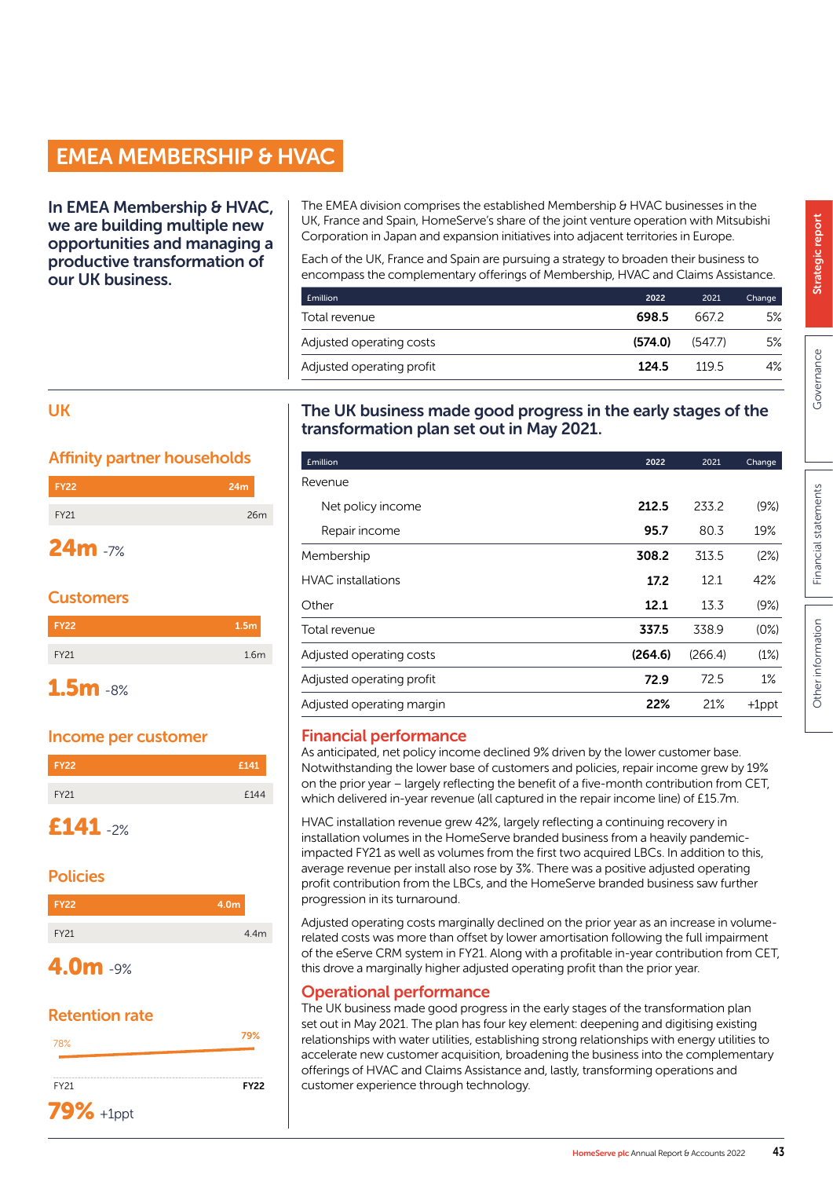# EMEA MEMBERSHIP & HVAC

**In EMEA Membership & HVAC, we are building multiple new opportunities and managing a productive transformation of our UK business.**

The EMEA division comprises the established Membership & HVAC businesses in the UK, France and Spain, HomeServe's share of the joint venture operation with Mitsubishi Corporation in Japan and expansion initiatives into adjacent territories in Europe.

Each of the UK, France and Spain are pursuing a strategy to broaden their business to encompass the complementary offerings of Membership, HVAC and Claims Assistance.

| £million | 2022 | 2021 | Change |
|---|---|---|---|
| Total revenue | **698.5** | 667.2 | 5% |
| Adjusted operating costs | **(574.0)** | (547.7) | 5% |
| Adjusted operating profit | **124.5** | 119.5 | 4% |

## UK

### Affinity partner households

| | |
|---|---|
| FY22 | 24m |
| FY21 | 26m |

**24m** -7%

### Customers

| | |
|---|---|
| FY22 | 1.5m |
| FY21 | 1.6m |

**1.5m** -8%

### Income per customer

| | |
|---|---|
| FY22 | £141 |
| FY21 | £144 |

**£141** -2%

### Policies

| | |
|---|---|
| FY22 | 4.0m |
| FY21 | 4.4m |

**4.0m** -9%

### Retention rate

| FY21 | FY22 |
|---|---|
| 78% | 79% |

**79%** +1ppt

## The UK business made good progress in the early stages of the transformation plan set out in May 2021.

| £million | 2022 | 2021 | Change |
|---|---|---|---|
| Revenue | | | |
| Net policy income | **212.5** | 233.2 | (9%) |
| Repair income | **95.7** | 80.3 | 19% |
| Membership | **308.2** | 313.5 | (2%) |
| HVAC installations | **17.2** | 12.1 | 42% |
| Other | **12.1** | 13.3 | (9%) |
| Total revenue | **337.5** | 338.9 | (0%) |
| Adjusted operating costs | **(264.6)** | (266.4) | (1%) |
| Adjusted operating profit | **72.9** | 72.5 | 1% |
| Adjusted operating margin | **22%** | 21% | +1ppt |

### Financial performance

As anticipated, net policy income declined 9% driven by the lower customer base. Notwithstanding the lower base of customers and policies, repair income grew by 19% on the prior year – largely reflecting the benefit of a five-month contribution from CET, which delivered in-year revenue (all captured in the repair income line) of £15.7m.

HVAC installation revenue grew 42%, largely reflecting a continuing recovery in installation volumes in the HomeServe branded business from a heavily pandemic-impacted FY21 as well as volumes from the first two acquired LBCs. In addition to this, average revenue per install also rose by 3%. There was a positive adjusted operating profit contribution from the LBCs, and the HomeServe branded business saw further progression in its turnaround.

Adjusted operating costs marginally declined on the prior year as an increase in volume-related costs was more than offset by lower amortisation following the full impairment of the eServe CRM system in FY21. Along with a profitable in-year contribution from CET, this drove a marginally higher adjusted operating profit than the prior year.

### Operational performance

The UK business made good progress in the early stages of the transformation plan set out in May 2021. The plan has four key element: deepening and digitising existing relationships with water utilities, establishing strong relationships with energy utilities to accelerate new customer acquisition, broadening the business into the complementary offerings of HVAC and Claims Assistance and, lastly, transforming operations and customer experience through technology.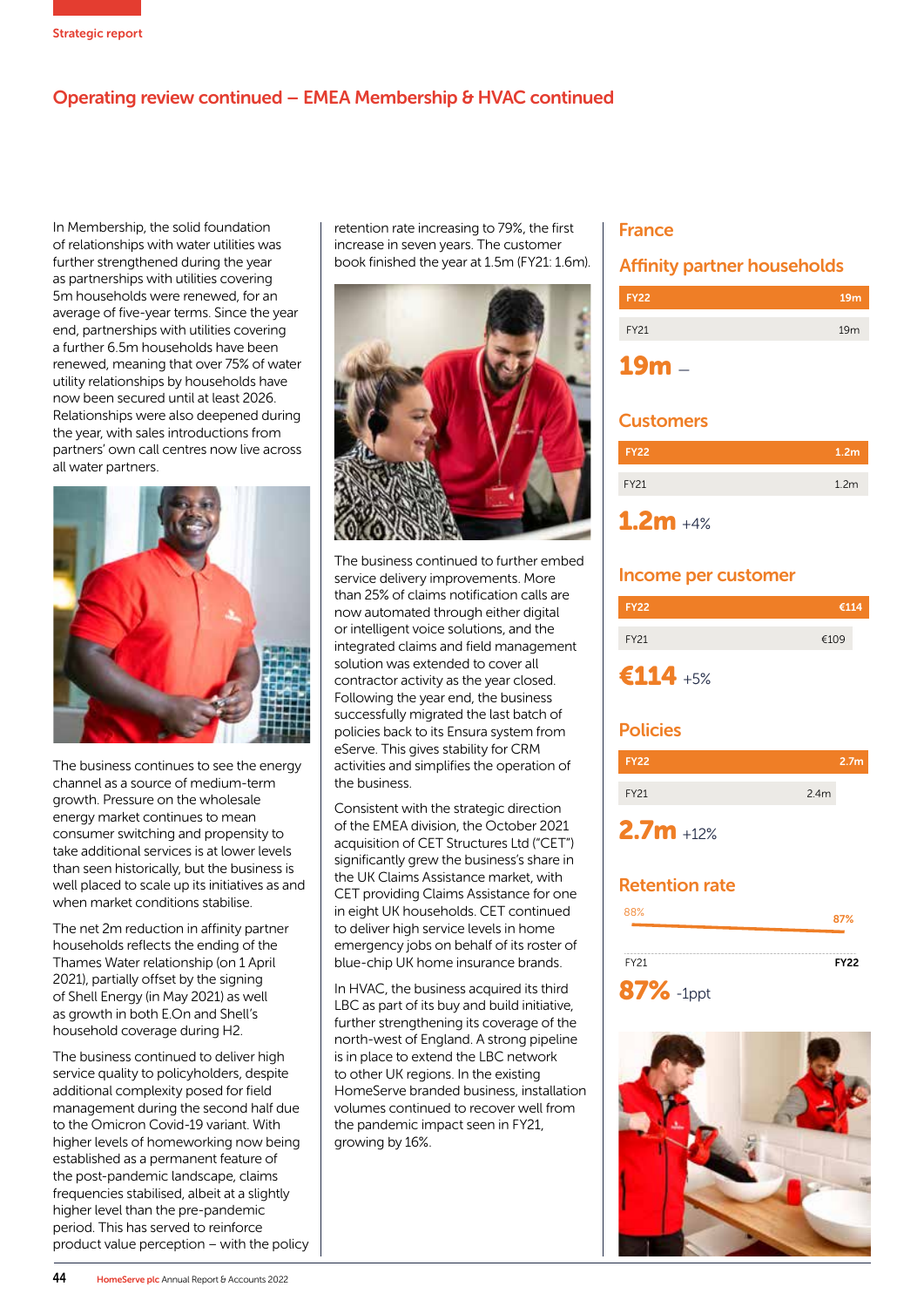Strategic report

## Operating review continued – EMEA Membership & HVAC continued

In Membership, the solid foundation of relationships with water utilities was further strengthened during the year as partnerships with utilities covering 5m households were renewed, for an average of five-year terms. Since the year end, partnerships with utilities covering a further 6.5m households have been renewed, meaning that over 75% of water utility relationships by households have now been secured until at least 2026. Relationships were also deepened during the year, with sales introductions from partners' own call centres now live across all water partners.

The business continues to see the energy channel as a source of medium-term growth. Pressure on the wholesale energy market continues to mean consumer switching and propensity to take additional services is at lower levels than seen historically, but the business is well placed to scale up its initiatives as and when market conditions stabilise.

The net 2m reduction in affinity partner households reflects the ending of the Thames Water relationship (on 1 April 2021), partially offset by the signing of Shell Energy (in May 2021) as well as growth in both E.On and Shell's household coverage during H2.

The business continued to deliver high service quality to policyholders, despite additional complexity posed for field management during the second half due to the Omicron Covid-19 variant. With higher levels of homeworking now being established as a permanent feature of the post-pandemic landscape, claims frequencies stabilised, albeit at a slightly higher level than the pre-pandemic period. This has served to reinforce product value perception – with the policy retention rate increasing to 79%, the first increase in seven years. The customer book finished the year at 1.5m (FY21: 1.6m).

The business continued to further embed service delivery improvements. More than 25% of claims notification calls are now automated through either digital or intelligent voice solutions, and the integrated claims and field management solution was extended to cover all contractor activity as the year closed. Following the year end, the business successfully migrated the last batch of policies back to its Ensura system from eServe. This gives stability for CRM activities and simplifies the operation of the business.

Consistent with the strategic direction of the EMEA division, the October 2021 acquisition of CET Structures Ltd ("CET") significantly grew the business's share in the UK Claims Assistance market, with CET providing Claims Assistance for one in eight UK households. CET continued to deliver high service levels in home emergency jobs on behalf of its roster of blue-chip UK home insurance brands.

In HVAC, the business acquired its third LBC as part of its buy and build initiative, further strengthening its coverage of the north-west of England. A strong pipeline is in place to extend the LBC network to other UK regions. In the existing HomeServe branded business, installation volumes continued to recover well from the pandemic impact seen in FY21, growing by 16%.

### France

#### Affinity partner households

| | |
|---|---|
| FY22 | 19m |
| FY21 | 19m |

**19m** –

#### Customers

| | |
|---|---|
| FY22 | 1.2m |
| FY21 | 1.2m |

**1.2m** +4%

#### Income per customer

| | |
|---|---|
| FY22 | €114 |
| FY21 | €109 |

**€114** +5%

#### Policies

| | |
|---|---|
| FY22 | 2.7m |
| FY21 | 2.4m |

**2.7m** +12%

#### Retention rate

| FY21 | FY22 |
|---|---|
| 88% | 87% |

**87%** -1ppt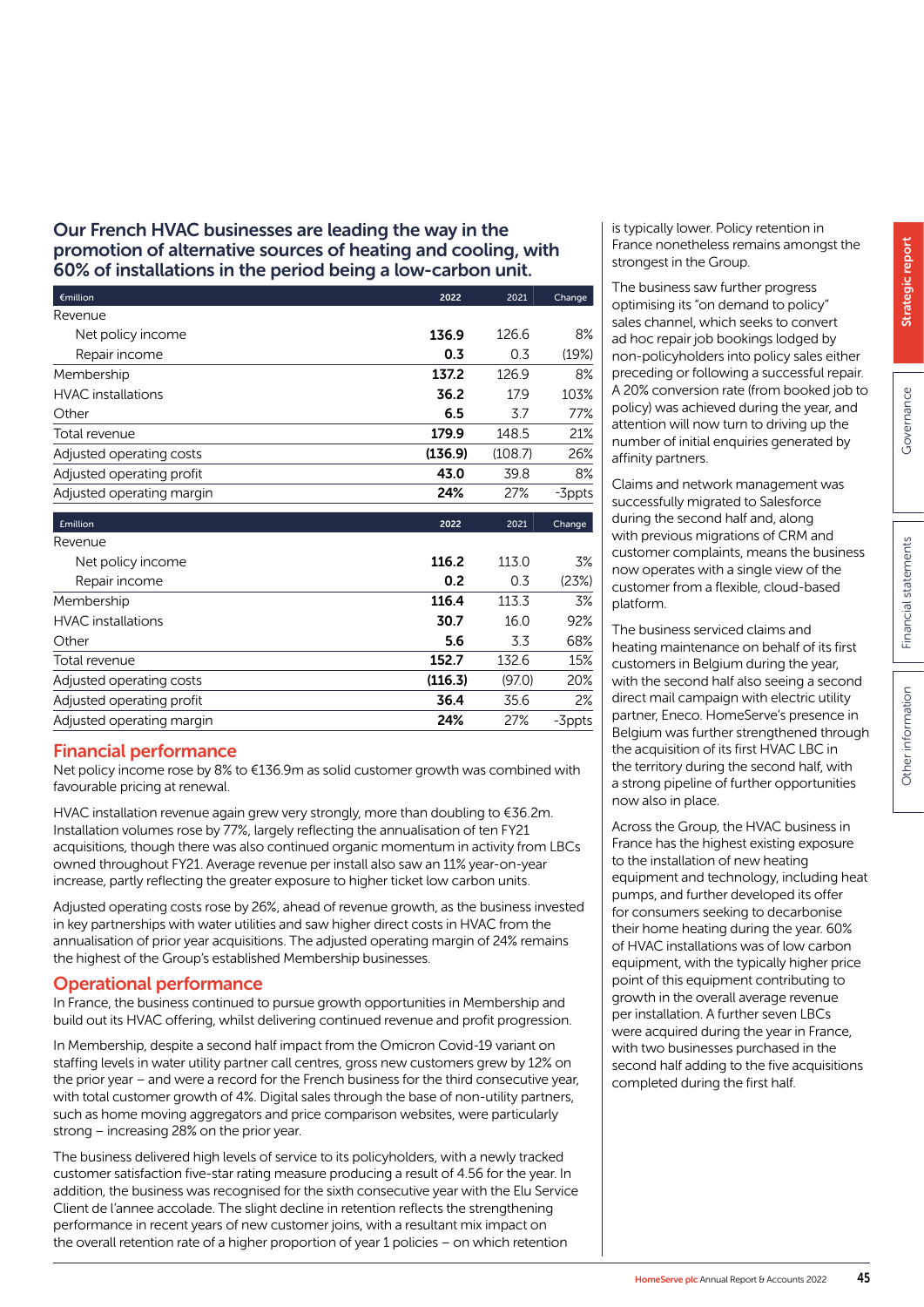## Our French HVAC businesses are leading the way in the promotion of alternative sources of heating and cooling, with 60% of installations in the period being a low-carbon unit.

| €million | 2022 | 2021 | Change |
|---|---|---|---|
| Revenue | | | |
| Net policy income | **136.9** | 126.6 | 8% |
| Repair income | **0.3** | 0.3 | (19%) |
| Membership | **137.2** | 126.9 | 8% |
| HVAC installations | **36.2** | 17.9 | 103% |
| Other | **6.5** | 3.7 | 77% |
| Total revenue | **179.9** | 148.5 | 21% |
| Adjusted operating costs | **(136.9)** | (108.7) | 26% |
| Adjusted operating profit | **43.0** | 39.8 | 8% |
| Adjusted operating margin | **24%** | 27% | -3ppts |

| £million | 2022 | 2021 | Change |
|---|---|---|---|
| Revenue | | | |
| Net policy income | **116.2** | 113.0 | 3% |
| Repair income | **0.2** | 0.3 | (23%) |
| Membership | **116.4** | 113.3 | 3% |
| HVAC installations | **30.7** | 16.0 | 92% |
| Other | **5.6** | 3.3 | 68% |
| Total revenue | **152.7** | 132.6 | 15% |
| Adjusted operating costs | **(116.3)** | (97.0) | 20% |
| Adjusted operating profit | **36.4** | 35.6 | 2% |
| Adjusted operating margin | **24%** | 27% | -3ppts |

## Financial performance

Net policy income rose by 8% to €136.9m as solid customer growth was combined with favourable pricing at renewal.

HVAC installation revenue again grew very strongly, more than doubling to €36.2m. Installation volumes rose by 77%, largely reflecting the annualisation of ten FY21 acquisitions, though there was also continued organic momentum in activity from LBCs owned throughout FY21. Average revenue per install also saw an 11% year-on-year increase, partly reflecting the greater exposure to higher ticket low carbon units.

Adjusted operating costs rose by 26%, ahead of revenue growth, as the business invested in key partnerships with water utilities and saw higher direct costs in HVAC from the annualisation of prior year acquisitions. The adjusted operating margin of 24% remains the highest of the Group's established Membership businesses.

## Operational performance

In France, the business continued to pursue growth opportunities in Membership and build out its HVAC offering, whilst delivering continued revenue and profit progression.

In Membership, despite a second half impact from the Omicron Covid-19 variant on staffing levels in water utility partner call centres, gross new customers grew by 12% on the prior year – and were a record for the French business for the third consecutive year, with total customer growth of 4%. Digital sales through the base of non-utility partners, such as home moving aggregators and price comparison websites, were particularly strong – increasing 28% on the prior year.

The business delivered high levels of service to its policyholders, with a newly tracked customer satisfaction five-star rating measure producing a result of 4.56 for the year. In addition, the business was recognised for the sixth consecutive year with the Elu Service Client de l'annee accolade. The slight decline in retention reflects the strengthening performance in recent years of new customer joins, with a resultant mix impact on the overall retention rate of a higher proportion of year 1 policies – on which retention is typically lower. Policy retention in France nonetheless remains amongst the strongest in the Group.

The business saw further progress optimising its "on demand to policy" sales channel, which seeks to convert ad hoc repair job bookings lodged by non-policyholders into policy sales either preceding or following a successful repair. A 20% conversion rate (from booked job to policy) was achieved during the year, and attention will now turn to driving up the number of initial enquiries generated by affinity partners.

Claims and network management was successfully migrated to Salesforce during the second half and, along with previous migrations of CRM and customer complaints, means the business now operates with a single view of the customer from a flexible, cloud-based platform.

The business serviced claims and heating maintenance on behalf of its first customers in Belgium during the year, with the second half also seeing a second direct mail campaign with electric utility partner, Eneco. HomeServe's presence in Belgium was further strengthened through the acquisition of its first HVAC LBC in the territory during the second half, with a strong pipeline of further opportunities now also in place.

Across the Group, the HVAC business in France has the highest existing exposure to the installation of new heating equipment and technology, including heat pumps, and further developed its offer for consumers seeking to decarbonise their home heating during the year. 60% of HVAC installations was of low carbon equipment, with the typically higher price point of this equipment contributing to growth in the overall average revenue per installation. A further seven LBCs were acquired during the year in France, with two businesses purchased in the second half adding to the five acquisitions completed during the first half.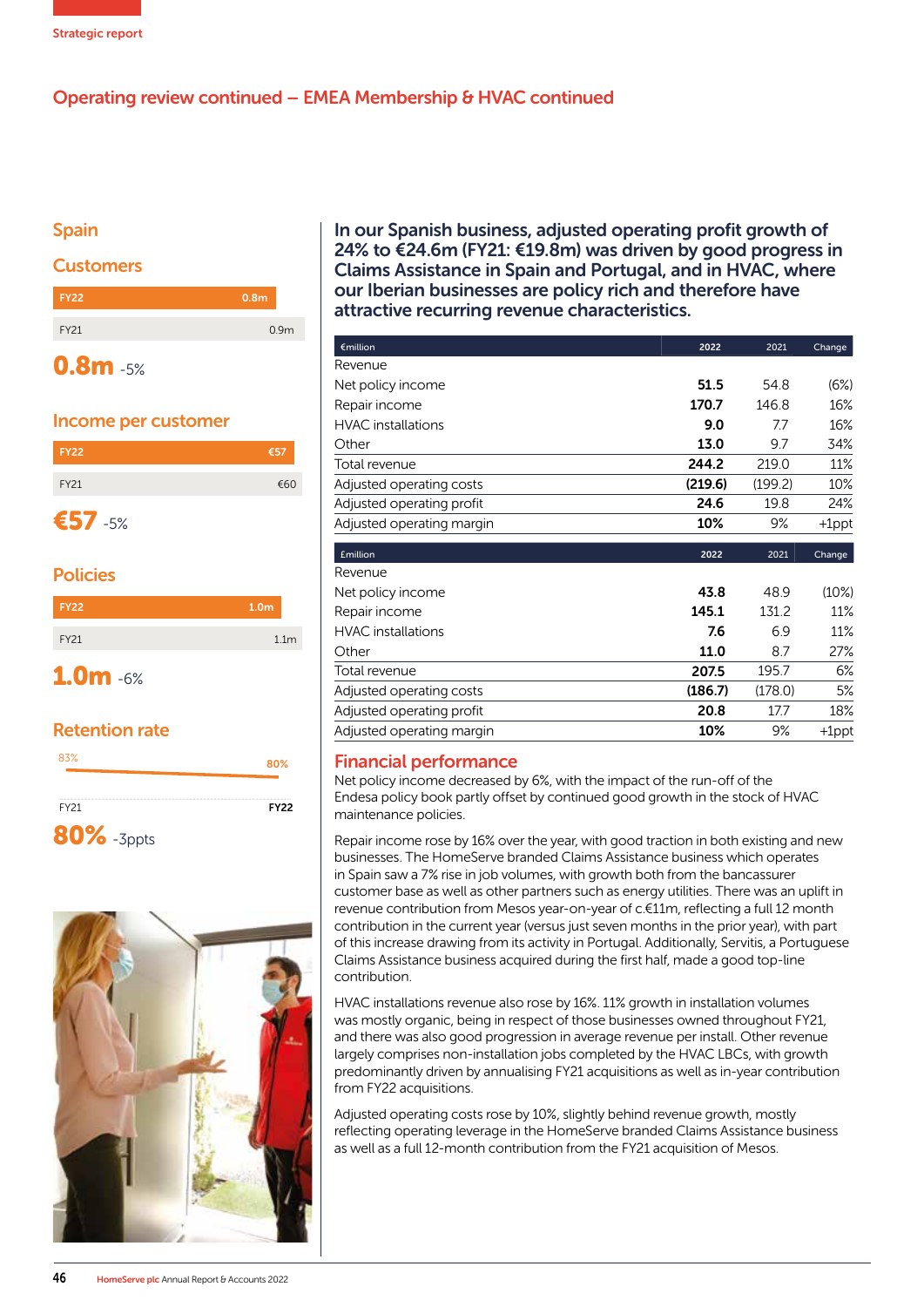## Operating review continued – EMEA Membership & HVAC continued

### Spain

#### Customers

| | |
|---|---|
| FY22 | 0.8m |
| FY21 | 0.9m |

**0.8m** -5%

#### Income per customer

| | |
|---|---|
| FY22 | €57 |
| FY21 | €60 |

**€57** -5%

#### Policies

| | |
|---|---|
| FY22 | 1.0m |
| FY21 | 1.1m |

**1.0m** -6%

#### Retention rate

| | |
|---|---|
| FY21 | 83% |
| FY22 | 80% |

**80%** -3ppts

**In our Spanish business, adjusted operating profit growth of 24% to €24.6m (FY21: €19.8m) was driven by good progress in Claims Assistance in Spain and Portugal, and in HVAC, where our Iberian businesses are policy rich and therefore have attractive recurring revenue characteristics.**

| €million | 2022 | 2021 | Change |
|---|---|---|---|
| Revenue | | | |
| Net policy income | **51.5** | 54.8 | (6%) |
| Repair income | **170.7** | 146.8 | 16% |
| HVAC installations | **9.0** | 7.7 | 16% |
| Other | **13.0** | 9.7 | 34% |
| Total revenue | **244.2** | 219.0 | 11% |
| Adjusted operating costs | **(219.6)** | (199.2) | 10% |
| Adjusted operating profit | **24.6** | 19.8 | 24% |
| Adjusted operating margin | **10%** | 9% | +1ppt |

| £million | 2022 | 2021 | Change |
|---|---|---|---|
| Revenue | | | |
| Net policy income | **43.8** | 48.9 | (10%) |
| Repair income | **145.1** | 131.2 | 11% |
| HVAC installations | **7.6** | 6.9 | 11% |
| Other | **11.0** | 8.7 | 27% |
| Total revenue | **207.5** | 195.7 | 6% |
| Adjusted operating costs | **(186.7)** | (178.0) | 5% |
| Adjusted operating profit | **20.8** | 17.7 | 18% |
| Adjusted operating margin | **10%** | 9% | +1ppt |

### Financial performance

Net policy income decreased by 6%, with the impact of the run-off of the Endesa policy book partly offset by continued good growth in the stock of HVAC maintenance policies.

Repair income rose by 16% over the year, with good traction in both existing and new businesses. The HomeServe branded Claims Assistance business which operates in Spain saw a 7% rise in job volumes, with growth both from the bancassurer customer base as well as other partners such as energy utilities. There was an uplift in revenue contribution from Mesos year-on-year of c.€11m, reflecting a full 12 month contribution in the current year (versus just seven months in the prior year), with part of this increase drawing from its activity in Portugal. Additionally, Servitis, a Portuguese Claims Assistance business acquired during the first half, made a good top-line contribution.

HVAC installations revenue also rose by 16%. 11% growth in installation volumes was mostly organic, being in respect of those businesses owned throughout FY21, and there was also good progression in average revenue per install. Other revenue largely comprises non-installation jobs completed by the HVAC LBCs, with growth predominantly driven by annualising FY21 acquisitions as well as in-year contribution from FY22 acquisitions.

Adjusted operating costs rose by 10%, slightly behind revenue growth, mostly reflecting operating leverage in the HomeServe branded Claims Assistance business as well as a full 12-month contribution from the FY21 acquisition of Mesos.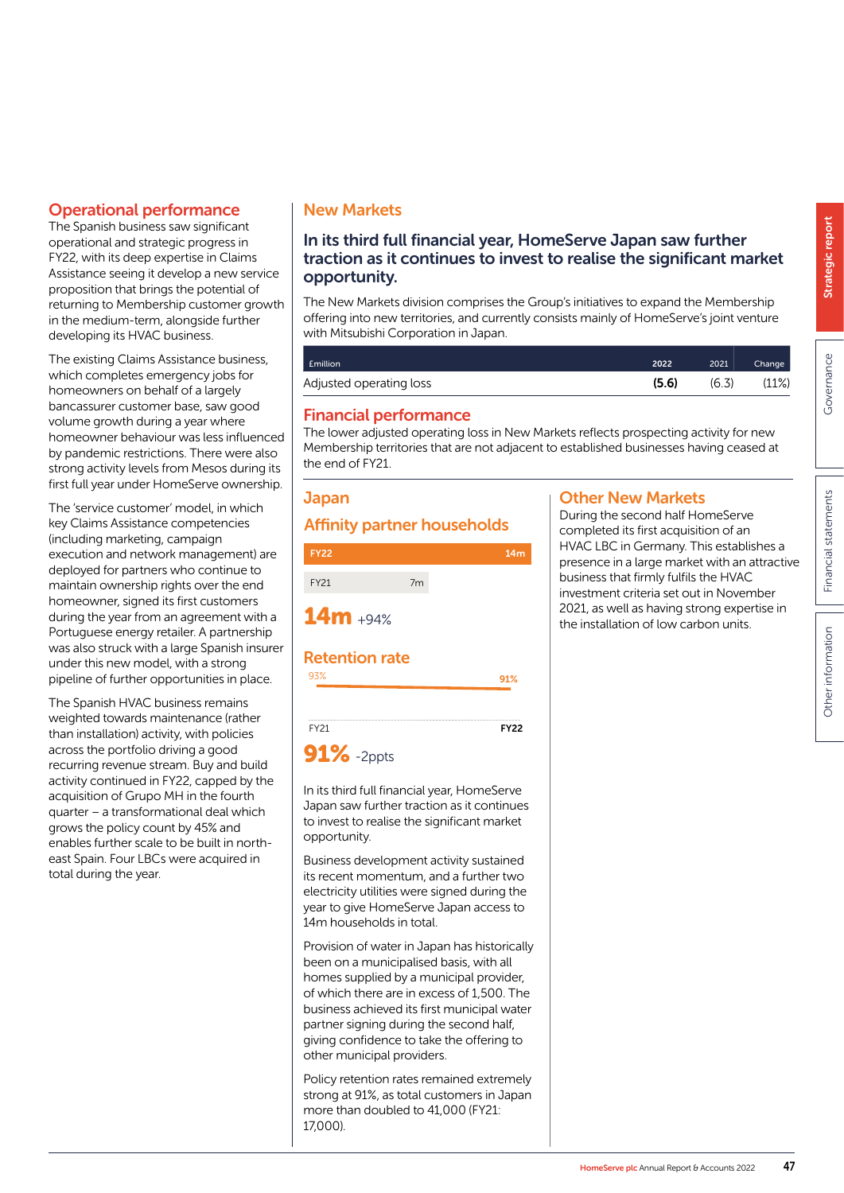## Operational performance

The Spanish business saw significant operational and strategic progress in FY22, with its deep expertise in Claims Assistance seeing it develop a new service proposition that brings the potential of returning to Membership customer growth in the medium-term, alongside further developing its HVAC business.

The existing Claims Assistance business, which completes emergency jobs for homeowners on behalf of a largely bancassurer customer base, saw good volume growth during a year where homeowner behaviour was less influenced by pandemic restrictions. There were also strong activity levels from Mesos during its first full year under HomeServe ownership.

The 'service customer' model, in which key Claims Assistance competencies (including marketing, campaign execution and network management) are deployed for partners who continue to maintain ownership rights over the end homeowner, signed its first customers during the year from an agreement with a Portuguese energy retailer. A partnership was also struck with a large Spanish insurer under this new model, with a strong pipeline of further opportunities in place.

The Spanish HVAC business remains weighted towards maintenance (rather than installation) activity, with policies across the portfolio driving a good recurring revenue stream. Buy and build activity continued in FY22, capped by the acquisition of Grupo MH in the fourth quarter – a transformational deal which grows the policy count by 45% and enables further scale to be built in north-east Spain. Four LBCs were acquired in total during the year.

# New Markets

### In its third full financial year, HomeServe Japan saw further traction as it continues to invest to realise the significant market opportunity.

The New Markets division comprises the Group's initiatives to expand the Membership offering into new territories, and currently consists mainly of HomeServe's joint venture with Mitsubishi Corporation in Japan.

| £million | 2022 | 2021 | Change |
|---|---|---|---|
| Adjusted operating loss | **(5.6)** | (6.3) | (11%) |

## Financial performance

The lower adjusted operating loss in New Markets reflects prospecting activity for new Membership territories that are not adjacent to established businesses having ceased at the end of FY21.

## Japan

### Affinity partner households

FY22 14m

FY21 7m

**14m** +94%

### Retention rate

93%

91%

FY21

FY22

**91%** -2ppts

In its third full financial year, HomeServe Japan saw further traction as it continues to invest to realise the significant market opportunity.

Business development activity sustained its recent momentum, and a further two electricity utilities were signed during the year to give HomeServe Japan access to 14m households in total.

Provision of water in Japan has historically been on a municipalised basis, with all homes supplied by a municipal provider, of which there are in excess of 1,500. The business achieved its first municipal water partner signing during the second half, giving confidence to take the offering to other municipal providers.

Policy retention rates remained extremely strong at 91%, as total customers in Japan more than doubled to 41,000 (FY21: 17,000).

## Other New Markets

During the second half HomeServe completed its first acquisition of an HVAC LBC in Germany. This establishes a presence in a large market with an attractive business that firmly fulfils the HVAC investment criteria set out in November 2021, as well as having strong expertise in the installation of low carbon units.